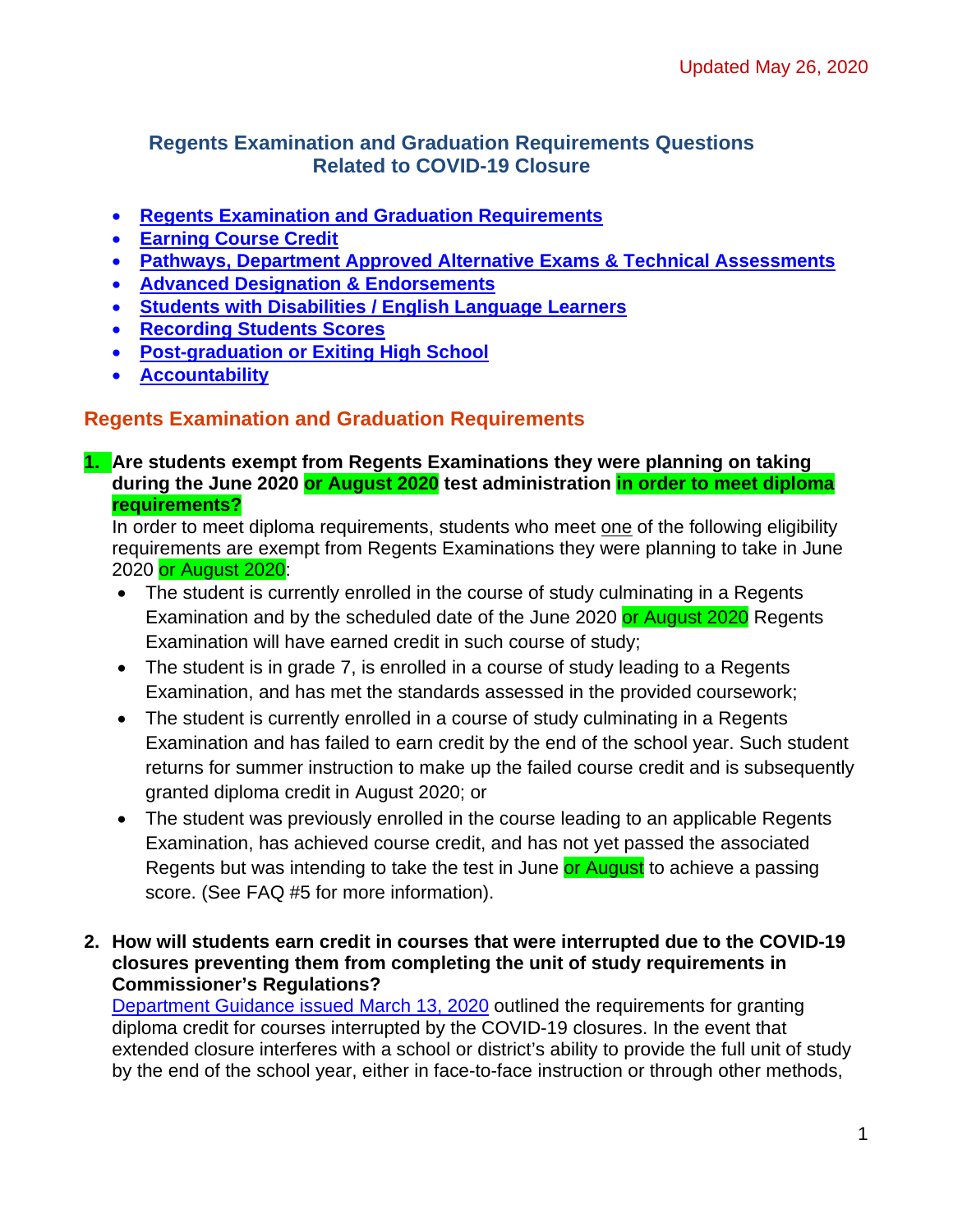Updated May 26, 2020

# Regents Examination and Graduation Requirements Questions Related to COVID-19 Closure

- **Regents Examination and Graduation Requirements**
- **Earning Course Credit**
- **Pathways, Department Approved Alternative Exams & Technical Assessments**
- **Advanced Designation & Endorsements**
- **Students with Disabilities / English Language Learners**
- **Recording Students Scores**
- **Post-graduation or Exiting High School**
- **Accountability**

## Regents Examination and Graduation Requirements

**1. Are students exempt from Regents Examinations they were planning on taking during the June 2020 or August 2020 test administration in order to meet diploma requirements?**

In order to meet diploma requirements, students who meet one of the following eligibility requirements are exempt from Regents Examinations they were planning to take in June 2020 or August 2020:

- The student is currently enrolled in the course of study culminating in a Regents Examination and by the scheduled date of the June 2020 or August 2020 Regents Examination will have earned credit in such course of study;
- The student is in grade 7, is enrolled in a course of study leading to a Regents Examination, and has met the standards assessed in the provided coursework;
- The student is currently enrolled in a course of study culminating in a Regents Examination and has failed to earn credit by the end of the school year. Such student returns for summer instruction to make up the failed course credit and is subsequently granted diploma credit in August 2020; or
- The student was previously enrolled in the course leading to an applicable Regents Examination, has achieved course credit, and has not yet passed the associated Regents but was intending to take the test in June or August to achieve a passing score. (See FAQ #5 for more information).

**2. How will students earn credit in courses that were interrupted due to the COVID-19 closures preventing them from completing the unit of study requirements in Commissioner's Regulations?**

Department Guidance issued March 13, 2020 outlined the requirements for granting diploma credit for courses interrupted by the COVID-19 closures. In the event that extended closure interferes with a school or district's ability to provide the full unit of study by the end of the school year, either in face-to-face instruction or through other methods,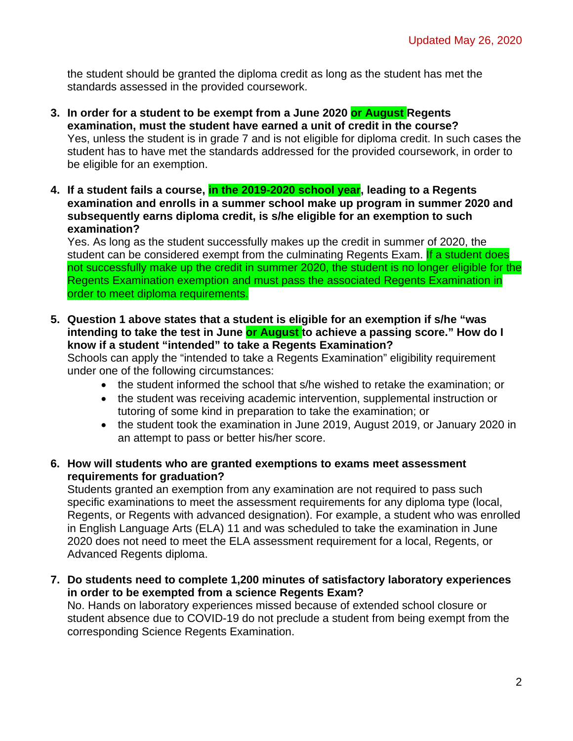the student should be granted the diploma credit as long as the student has met the standards assessed in the provided coursework.

3. **In order for a student to be exempt from a June 2020 or August Regents examination, must the student have earned a unit of credit in the course?**
   Yes, unless the student is in grade 7 and is not eligible for diploma credit. In such cases the student has to have met the standards addressed for the provided coursework, in order to be eligible for an exemption.

4. **If a student fails a course, in the 2019-2020 school year, leading to a Regents examination and enrolls in a summer school make up program in summer 2020 and subsequently earns diploma credit, is s/he eligible for an exemption to such examination?**
   Yes. As long as the student successfully makes up the credit in summer of 2020, the student can be considered exempt from the culminating Regents Exam. If a student does not successfully make up the credit in summer 2020, the student is no longer eligible for the Regents Examination exemption and must pass the associated Regents Examination in order to meet diploma requirements.

5. **Question 1 above states that a student is eligible for an exemption if s/he "was intending to take the test in June or August to achieve a passing score." How do I know if a student "intended" to take a Regents Examination?**
   Schools can apply the "intended to take a Regents Examination" eligibility requirement under one of the following circumstances:
   - the student informed the school that s/he wished to retake the examination; or
   - the student was receiving academic intervention, supplemental instruction or tutoring of some kind in preparation to take the examination; or
   - the student took the examination in June 2019, August 2019, or January 2020 in an attempt to pass or better his/her score.

6. **How will students who are granted exemptions to exams meet assessment requirements for graduation?**
   Students granted an exemption from any examination are not required to pass such specific examinations to meet the assessment requirements for any diploma type (local, Regents, or Regents with advanced designation). For example, a student who was enrolled in English Language Arts (ELA) 11 and was scheduled to take the examination in June 2020 does not need to meet the ELA assessment requirement for a local, Regents, or Advanced Regents diploma.

7. **Do students need to complete 1,200 minutes of satisfactory laboratory experiences in order to be exempted from a science Regents Exam?**
   No. Hands on laboratory experiences missed because of extended school closure or student absence due to COVID-19 do not preclude a student from being exempt from the corresponding Science Regents Examination.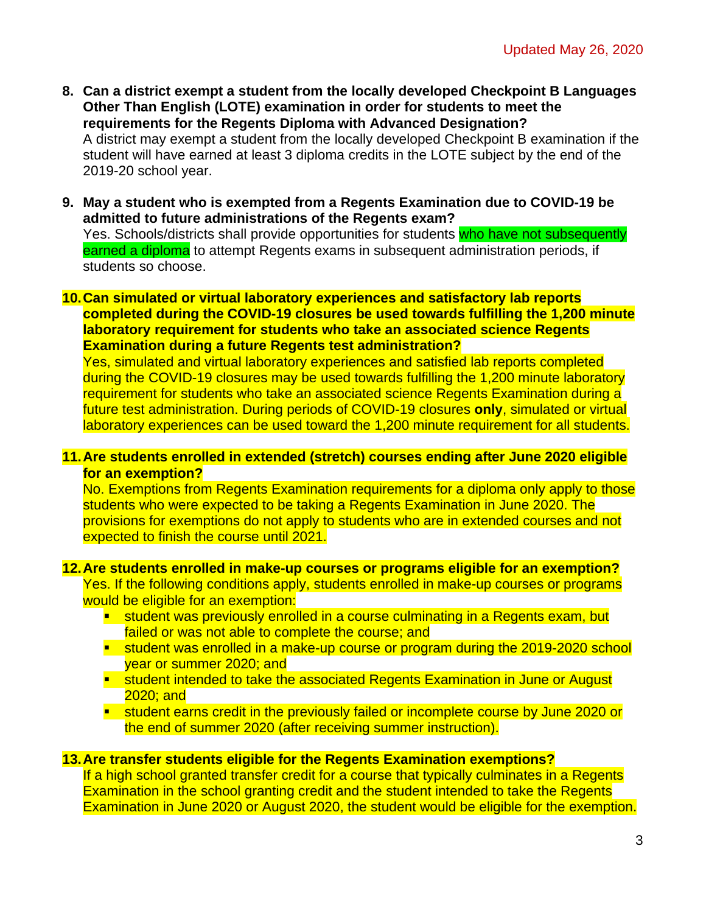8. **Can a district exempt a student from the locally developed Checkpoint B Languages Other Than English (LOTE) examination in order for students to meet the requirements for the Regents Diploma with Advanced Designation?**
   A district may exempt a student from the locally developed Checkpoint B examination if the student will have earned at least 3 diploma credits in the LOTE subject by the end of the 2019-20 school year.

9. **May a student who is exempted from a Regents Examination due to COVID-19 be admitted to future administrations of the Regents exam?**
   Yes. Schools/districts shall provide opportunities for students who have not subsequently earned a diploma to attempt Regents exams in subsequent administration periods, if students so choose.

10. **Can simulated or virtual laboratory experiences and satisfactory lab reports completed during the COVID-19 closures be used towards fulfilling the 1,200 minute laboratory requirement for students who take an associated science Regents Examination during a future Regents test administration?**
    Yes, simulated and virtual laboratory experiences and satisfied lab reports completed during the COVID-19 closures may be used towards fulfilling the 1,200 minute laboratory requirement for students who take an associated science Regents Examination during a future test administration. During periods of COVID-19 closures **only**, simulated or virtual laboratory experiences can be used toward the 1,200 minute requirement for all students.

11. **Are students enrolled in extended (stretch) courses ending after June 2020 eligible for an exemption?**
    No. Exemptions from Regents Examination requirements for a diploma only apply to those students who were expected to be taking a Regents Examination in June 2020. The provisions for exemptions do not apply to students who are in extended courses and not expected to finish the course until 2021.

12. **Are students enrolled in make-up courses or programs eligible for an exemption?**
    Yes. If the following conditions apply, students enrolled in make-up courses or programs would be eligible for an exemption:
    - student was previously enrolled in a course culminating in a Regents exam, but failed or was not able to complete the course; and
    - student was enrolled in a make-up course or program during the 2019-2020 school year or summer 2020; and
    - student intended to take the associated Regents Examination in June or August 2020; and
    - student earns credit in the previously failed or incomplete course by June 2020 or the end of summer 2020 (after receiving summer instruction).

13. **Are transfer students eligible for the Regents Examination exemptions?**
    If a high school granted transfer credit for a course that typically culminates in a Regents Examination in the school granting credit and the student intended to take the Regents Examination in June 2020 or August 2020, the student would be eligible for the exemption.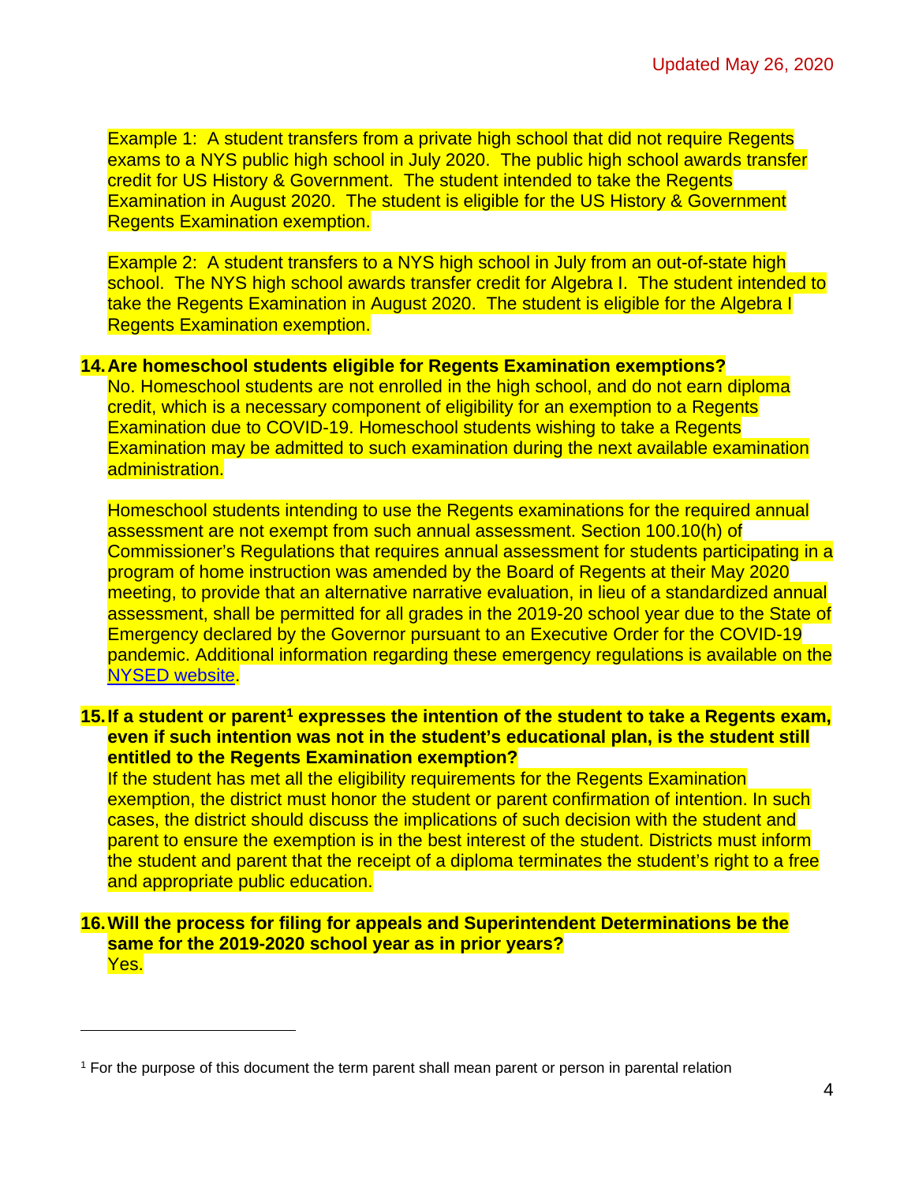Example 1: A student transfers from a private high school that did not require Regents exams to a NYS public high school in July 2020. The public high school awards transfer credit for US History & Government. The student intended to take the Regents Examination in August 2020. The student is eligible for the US History & Government Regents Examination exemption.

Example 2: A student transfers to a NYS high school in July from an out-of-state high school. The NYS high school awards transfer credit for Algebra I. The student intended to take the Regents Examination in August 2020. The student is eligible for the Algebra I Regents Examination exemption.

14. **Are homeschool students eligible for Regents Examination exemptions?**
    No. Homeschool students are not enrolled in the high school, and do not earn diploma credit, which is a necessary component of eligibility for an exemption to a Regents Examination due to COVID-19. Homeschool students wishing to take a Regents Examination may be admitted to such examination during the next available examination administration.

    Homeschool students intending to use the Regents examinations for the required annual assessment are not exempt from such annual assessment. Section 100.10(h) of Commissioner's Regulations that requires annual assessment for students participating in a program of home instruction was amended by the Board of Regents at their May 2020 meeting, to provide that an alternative narrative evaluation, in lieu of a standardized annual assessment, shall be permitted for all grades in the 2019-20 school year due to the State of Emergency declared by the Governor pursuant to an Executive Order for the COVID-19 pandemic. Additional information regarding these emergency regulations is available on the NYSED website.

15. **If a student or parent[1] expresses the intention of the student to take a Regents exam, even if such intention was not in the student's educational plan, is the student still entitled to the Regents Examination exemption?**
    If the student has met all the eligibility requirements for the Regents Examination exemption, the district must honor the student or parent confirmation of intention. In such cases, the district should discuss the implications of such decision with the student and parent to ensure the exemption is in the best interest of the student. Districts must inform the student and parent that the receipt of a diploma terminates the student's right to a free and appropriate public education.

16. **Will the process for filing for appeals and Superintendent Determinations be the same for the 2019-2020 school year as in prior years?**
    Yes.

---

[1] For the purpose of this document the term parent shall mean parent or person in parental relation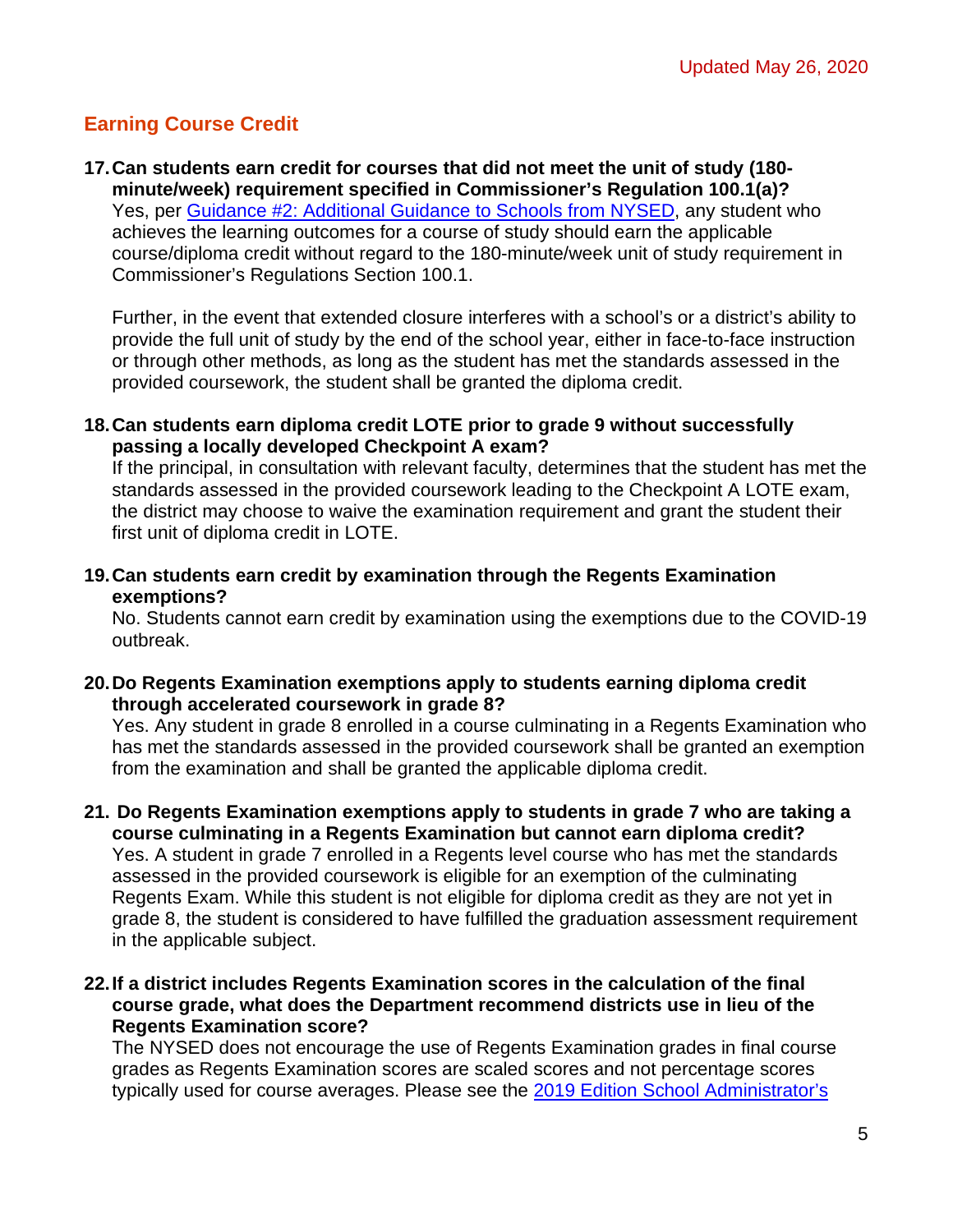## Earning Course Credit

**17. Can students earn credit for courses that did not meet the unit of study (180-minute/week) requirement specified in Commissioner's Regulation 100.1(a)?**

Yes, per [Guidance #2: Additional Guidance to Schools from NYSED](), any student who achieves the learning outcomes for a course of study should earn the applicable course/diploma credit without regard to the 180-minute/week unit of study requirement in Commissioner's Regulations Section 100.1.

Further, in the event that extended closure interferes with a school's or a district's ability to provide the full unit of study by the end of the school year, either in face-to-face instruction or through other methods, as long as the student has met the standards assessed in the provided coursework, the student shall be granted the diploma credit.

**18. Can students earn diploma credit LOTE prior to grade 9 without successfully passing a locally developed Checkpoint A exam?**

If the principal, in consultation with relevant faculty, determines that the student has met the standards assessed in the provided coursework leading to the Checkpoint A LOTE exam, the district may choose to waive the examination requirement and grant the student their first unit of diploma credit in LOTE.

**19. Can students earn credit by examination through the Regents Examination exemptions?**

No. Students cannot earn credit by examination using the exemptions due to the COVID-19 outbreak.

**20. Do Regents Examination exemptions apply to students earning diploma credit through accelerated coursework in grade 8?**

Yes. Any student in grade 8 enrolled in a course culminating in a Regents Examination who has met the standards assessed in the provided coursework shall be granted an exemption from the examination and shall be granted the applicable diploma credit.

**21. Do Regents Examination exemptions apply to students in grade 7 who are taking a course culminating in a Regents Examination but cannot earn diploma credit?**

Yes. A student in grade 7 enrolled in a Regents level course who has met the standards assessed in the provided coursework is eligible for an exemption of the culminating Regents Exam. While this student is not eligible for diploma credit as they are not yet in grade 8, the student is considered to have fulfilled the graduation assessment requirement in the applicable subject.

**22. If a district includes Regents Examination scores in the calculation of the final course grade, what does the Department recommend districts use in lieu of the Regents Examination score?**

The NYSED does not encourage the use of Regents Examination grades in final course grades as Regents Examination scores are scaled scores and not percentage scores typically used for course averages. Please see the [2019 Edition School Administrator's]()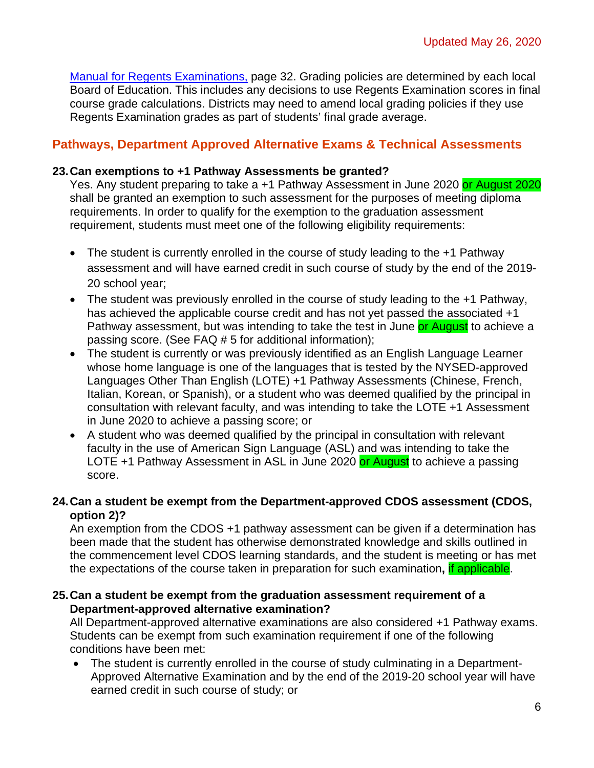[Manual for Regents Examinations,](#) page 32. Grading policies are determined by each local Board of Education. This includes any decisions to use Regents Examination scores in final course grade calculations. Districts may need to amend local grading policies if they use Regents Examination grades as part of students' final grade average.

## Pathways, Department Approved Alternative Exams & Technical Assessments

**23. Can exemptions to +1 Pathway Assessments be granted?**

Yes. Any student preparing to take a +1 Pathway Assessment in June 2020 or August 2020 shall be granted an exemption to such assessment for the purposes of meeting diploma requirements. In order to qualify for the exemption to the graduation assessment requirement, students must meet one of the following eligibility requirements:

- The student is currently enrolled in the course of study leading to the +1 Pathway assessment and will have earned credit in such course of study by the end of the 2019-20 school year;
- The student was previously enrolled in the course of study leading to the +1 Pathway, has achieved the applicable course credit and has not yet passed the associated +1 Pathway assessment, but was intending to take the test in June or August to achieve a passing score. (See FAQ # 5 for additional information);
- The student is currently or was previously identified as an English Language Learner whose home language is one of the languages that is tested by the NYSED-approved Languages Other Than English (LOTE) +1 Pathway Assessments (Chinese, French, Italian, Korean, or Spanish), or a student who was deemed qualified by the principal in consultation with relevant faculty, and was intending to take the LOTE +1 Assessment in June 2020 to achieve a passing score; or
- A student who was deemed qualified by the principal in consultation with relevant faculty in the use of American Sign Language (ASL) and was intending to take the LOTE +1 Pathway Assessment in ASL in June 2020 or August to achieve a passing score.

**24. Can a student be exempt from the Department-approved CDOS assessment (CDOS, option 2)?**

An exemption from the CDOS +1 pathway assessment can be given if a determination has been made that the student has otherwise demonstrated knowledge and skills outlined in the commencement level CDOS learning standards, and the student is meeting or has met the expectations of the course taken in preparation for such examination**,** if applicable.

**25. Can a student be exempt from the graduation assessment requirement of a Department-approved alternative examination?**

All Department-approved alternative examinations are also considered +1 Pathway exams. Students can be exempt from such examination requirement if one of the following conditions have been met:

- The student is currently enrolled in the course of study culminating in a Department-Approved Alternative Examination and by the end of the 2019-20 school year will have earned credit in such course of study; or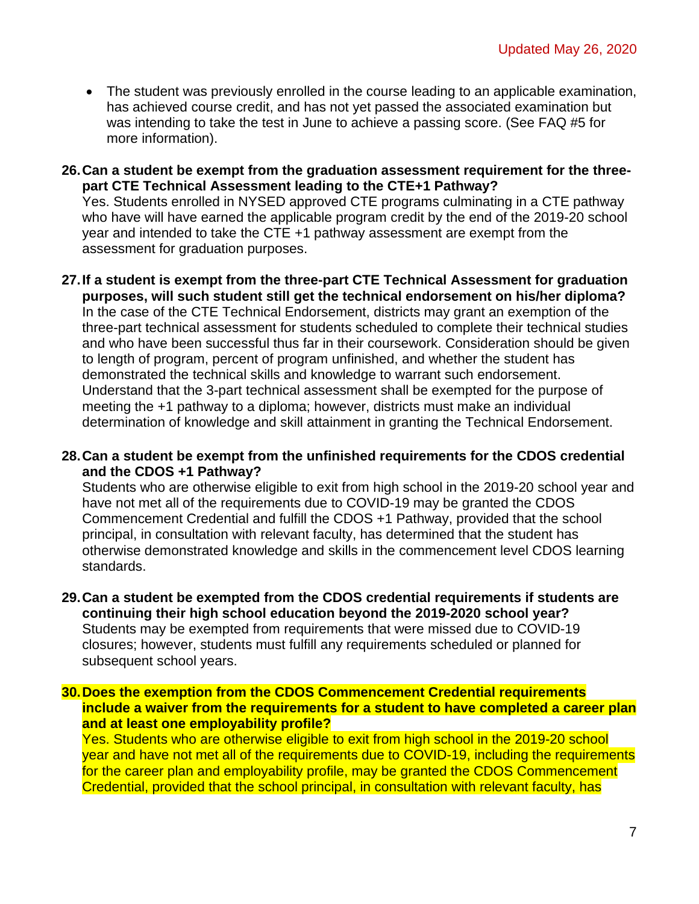- The student was previously enrolled in the course leading to an applicable examination, has achieved course credit, and has not yet passed the associated examination but was intending to take the test in June to achieve a passing score. (See FAQ #5 for more information).

26. **Can a student be exempt from the graduation assessment requirement for the three-part CTE Technical Assessment leading to the CTE+1 Pathway?**
Yes. Students enrolled in NYSED approved CTE programs culminating in a CTE pathway who have will have earned the applicable program credit by the end of the 2019-20 school year and intended to take the CTE +1 pathway assessment are exempt from the assessment for graduation purposes.

27. **If a student is exempt from the three-part CTE Technical Assessment for graduation purposes, will such student still get the technical endorsement on his/her diploma?**
In the case of the CTE Technical Endorsement, districts may grant an exemption of the three-part technical assessment for students scheduled to complete their technical studies and who have been successful thus far in their coursework. Consideration should be given to length of program, percent of program unfinished, and whether the student has demonstrated the technical skills and knowledge to warrant such endorsement. Understand that the 3-part technical assessment shall be exempted for the purpose of meeting the +1 pathway to a diploma; however, districts must make an individual determination of knowledge and skill attainment in granting the Technical Endorsement.

28. **Can a student be exempt from the unfinished requirements for the CDOS credential and the CDOS +1 Pathway?**
Students who are otherwise eligible to exit from high school in the 2019-20 school year and have not met all of the requirements due to COVID-19 may be granted the CDOS Commencement Credential and fulfill the CDOS +1 Pathway, provided that the school principal, in consultation with relevant faculty, has determined that the student has otherwise demonstrated knowledge and skills in the commencement level CDOS learning standards.

29. **Can a student be exempted from the CDOS credential requirements if students are continuing their high school education beyond the 2019-2020 school year?**
Students may be exempted from requirements that were missed due to COVID-19 closures; however, students must fulfill any requirements scheduled or planned for subsequent school years.

30. **Does the exemption from the CDOS Commencement Credential requirements include a waiver from the requirements for a student to have completed a career plan and at least one employability profile?**
Yes. Students who are otherwise eligible to exit from high school in the 2019-20 school year and have not met all of the requirements due to COVID-19, including the requirements for the career plan and employability profile, may be granted the CDOS Commencement Credential, provided that the school principal, in consultation with relevant faculty, has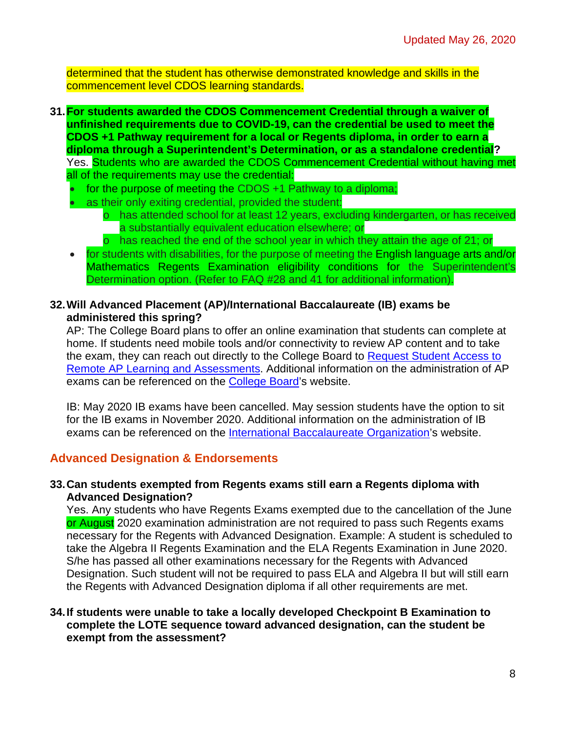determined that the student has otherwise demonstrated knowledge and skills in the commencement level CDOS learning standards.

31. **For students awarded the CDOS Commencement Credential through a waiver of unfinished requirements due to COVID-19, can the credential be used to meet the CDOS +1 Pathway requirement for a local or Regents diploma, in order to earn a diploma through a Superintendent's Determination, or as a standalone credential?**
    Yes. Students who are awarded the CDOS Commencement Credential without having met all of the requirements may use the credential:
    - for the purpose of meeting the CDOS +1 Pathway to a diploma;
    - as their only exiting credential, provided the student:
        - has attended school for at least 12 years, excluding kindergarten, or has received a substantially equivalent education elsewhere; or
        - has reached the end of the school year in which they attain the age of 21; or
    - for students with disabilities, for the purpose of meeting the English language arts and/or Mathematics Regents Examination eligibility conditions for the Superintendent's Determination option. (Refer to FAQ #28 and 41 for additional information).

32. **Will Advanced Placement (AP)/International Baccalaureate (IB) exams be administered this spring?**
    AP: The College Board plans to offer an online examination that students can complete at home. If students need mobile tools and/or connectivity to review AP content and to take the exam, they can reach out directly to the College Board to Request Student Access to Remote AP Learning and Assessments. Additional information on the administration of AP exams can be referenced on the College Board's website.

    IB: May 2020 IB exams have been cancelled. May session students have the option to sit for the IB exams in November 2020. Additional information on the administration of IB exams can be referenced on the International Baccalaureate Organization's website.

## Advanced Designation & Endorsements

33. **Can students exempted from Regents exams still earn a Regents diploma with Advanced Designation?**
    Yes. Any students who have Regents Exams exempted due to the cancellation of the June or August 2020 examination administration are not required to pass such Regents exams necessary for the Regents with Advanced Designation. Example: A student is scheduled to take the Algebra II Regents Examination and the ELA Regents Examination in June 2020. S/he has passed all other examinations necessary for the Regents with Advanced Designation. Such student will not be required to pass ELA and Algebra II but will still earn the Regents with Advanced Designation diploma if all other requirements are met.

34. **If students were unable to take a locally developed Checkpoint B Examination to complete the LOTE sequence toward advanced designation, can the student be exempt from the assessment?**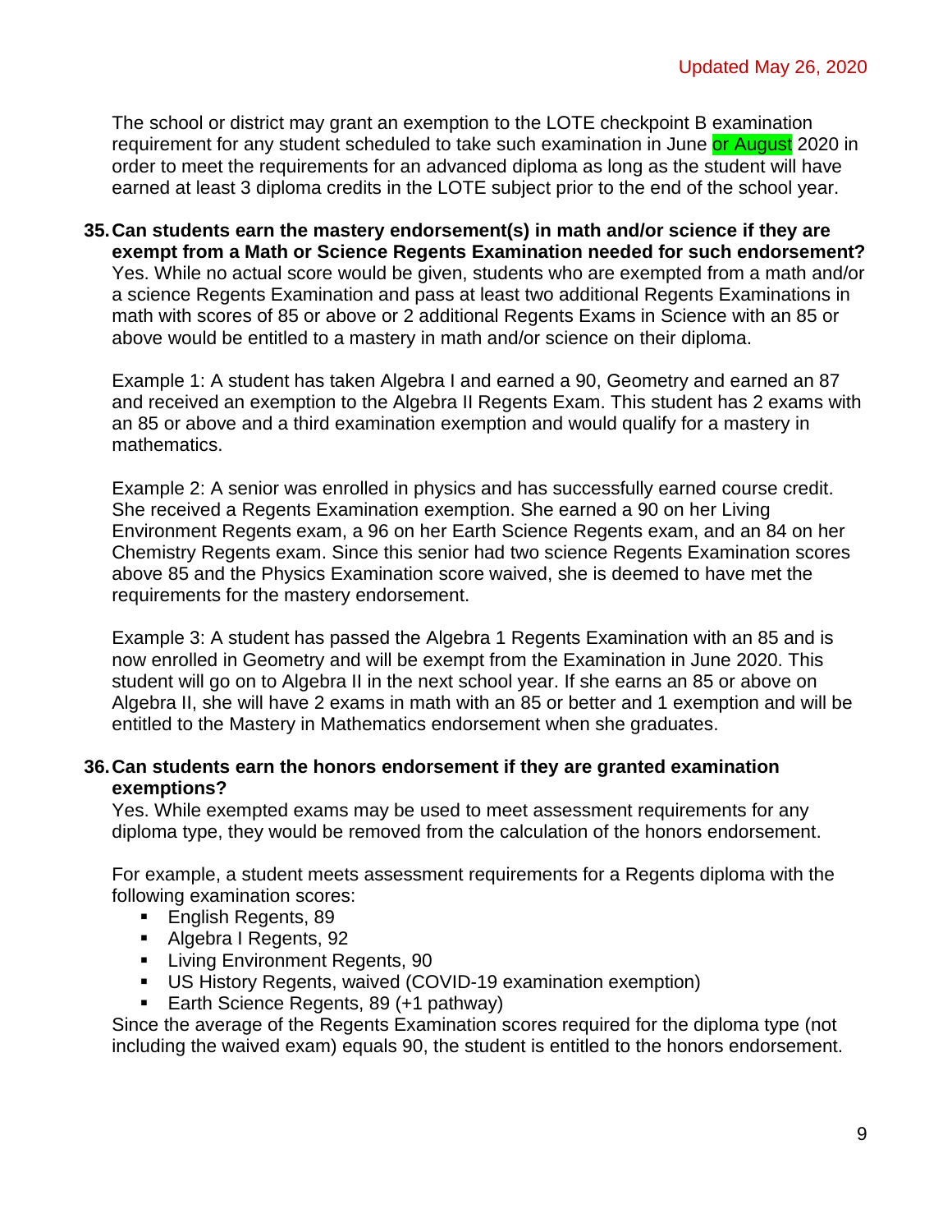The school or district may grant an exemption to the LOTE checkpoint B examination requirement for any student scheduled to take such examination in June or August 2020 in order to meet the requirements for an advanced diploma as long as the student will have earned at least 3 diploma credits in the LOTE subject prior to the end of the school year.

**35. Can students earn the mastery endorsement(s) in math and/or science if they are exempt from a Math or Science Regents Examination needed for such endorsement?**

Yes. While no actual score would be given, students who are exempted from a math and/or a science Regents Examination and pass at least two additional Regents Examinations in math with scores of 85 or above or 2 additional Regents Exams in Science with an 85 or above would be entitled to a mastery in math and/or science on their diploma.

Example 1: A student has taken Algebra I and earned a 90, Geometry and earned an 87 and received an exemption to the Algebra II Regents Exam. This student has 2 exams with an 85 or above and a third examination exemption and would qualify for a mastery in mathematics.

Example 2: A senior was enrolled in physics and has successfully earned course credit. She received a Regents Examination exemption. She earned a 90 on her Living Environment Regents exam, a 96 on her Earth Science Regents exam, and an 84 on her Chemistry Regents exam. Since this senior had two science Regents Examination scores above 85 and the Physics Examination score waived, she is deemed to have met the requirements for the mastery endorsement.

Example 3: A student has passed the Algebra 1 Regents Examination with an 85 and is now enrolled in Geometry and will be exempt from the Examination in June 2020. This student will go on to Algebra II in the next school year. If she earns an 85 or above on Algebra II, she will have 2 exams in math with an 85 or better and 1 exemption and will be entitled to the Mastery in Mathematics endorsement when she graduates.

**36. Can students earn the honors endorsement if they are granted examination exemptions?**

Yes. While exempted exams may be used to meet assessment requirements for any diploma type, they would be removed from the calculation of the honors endorsement.

For example, a student meets assessment requirements for a Regents diploma with the following examination scores:

- English Regents, 89
- Algebra I Regents, 92
- Living Environment Regents, 90
- US History Regents, waived (COVID-19 examination exemption)
- Earth Science Regents, 89 (+1 pathway)

Since the average of the Regents Examination scores required for the diploma type (not including the waived exam) equals 90, the student is entitled to the honors endorsement.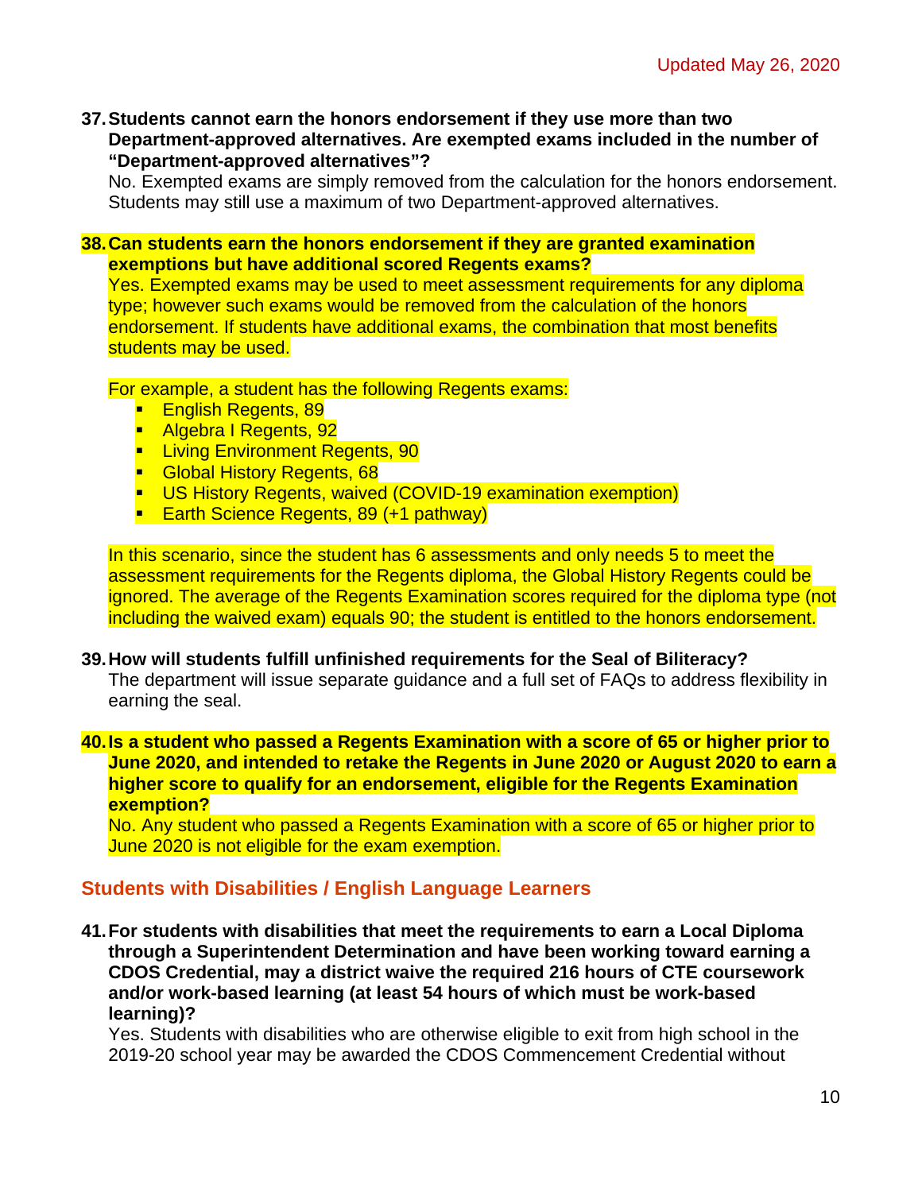37. **Students cannot earn the honors endorsement if they use more than two Department-approved alternatives. Are exempted exams included in the number of "Department-approved alternatives"?**
    No. Exempted exams are simply removed from the calculation for the honors endorsement. Students may still use a maximum of two Department-approved alternatives.

38. **Can students earn the honors endorsement if they are granted examination exemptions but have additional scored Regents exams?**
    Yes. Exempted exams may be used to meet assessment requirements for any diploma type; however such exams would be removed from the calculation of the honors endorsement. If students have additional exams, the combination that most benefits students may be used.

    For example, a student has the following Regents exams:
    - English Regents, 89
    - Algebra I Regents, 92
    - Living Environment Regents, 90
    - Global History Regents, 68
    - US History Regents, waived (COVID-19 examination exemption)
    - Earth Science Regents, 89 (+1 pathway)

    In this scenario, since the student has 6 assessments and only needs 5 to meet the assessment requirements for the Regents diploma, the Global History Regents could be ignored. The average of the Regents Examination scores required for the diploma type (not including the waived exam) equals 90; the student is entitled to the honors endorsement.

39. **How will students fulfill unfinished requirements for the Seal of Biliteracy?**
    The department will issue separate guidance and a full set of FAQs to address flexibility in earning the seal.

40. **Is a student who passed a Regents Examination with a score of 65 or higher prior to June 2020, and intended to retake the Regents in June 2020 or August 2020 to earn a higher score to qualify for an endorsement, eligible for the Regents Examination exemption?**
    No. Any student who passed a Regents Examination with a score of 65 or higher prior to June 2020 is not eligible for the exam exemption.

## Students with Disabilities / English Language Learners

41. **For students with disabilities that meet the requirements to earn a Local Diploma through a Superintendent Determination and have been working toward earning a CDOS Credential, may a district waive the required 216 hours of CTE coursework and/or work-based learning (at least 54 hours of which must be work-based learning)?**
    Yes. Students with disabilities who are otherwise eligible to exit from high school in the 2019-20 school year may be awarded the CDOS Commencement Credential without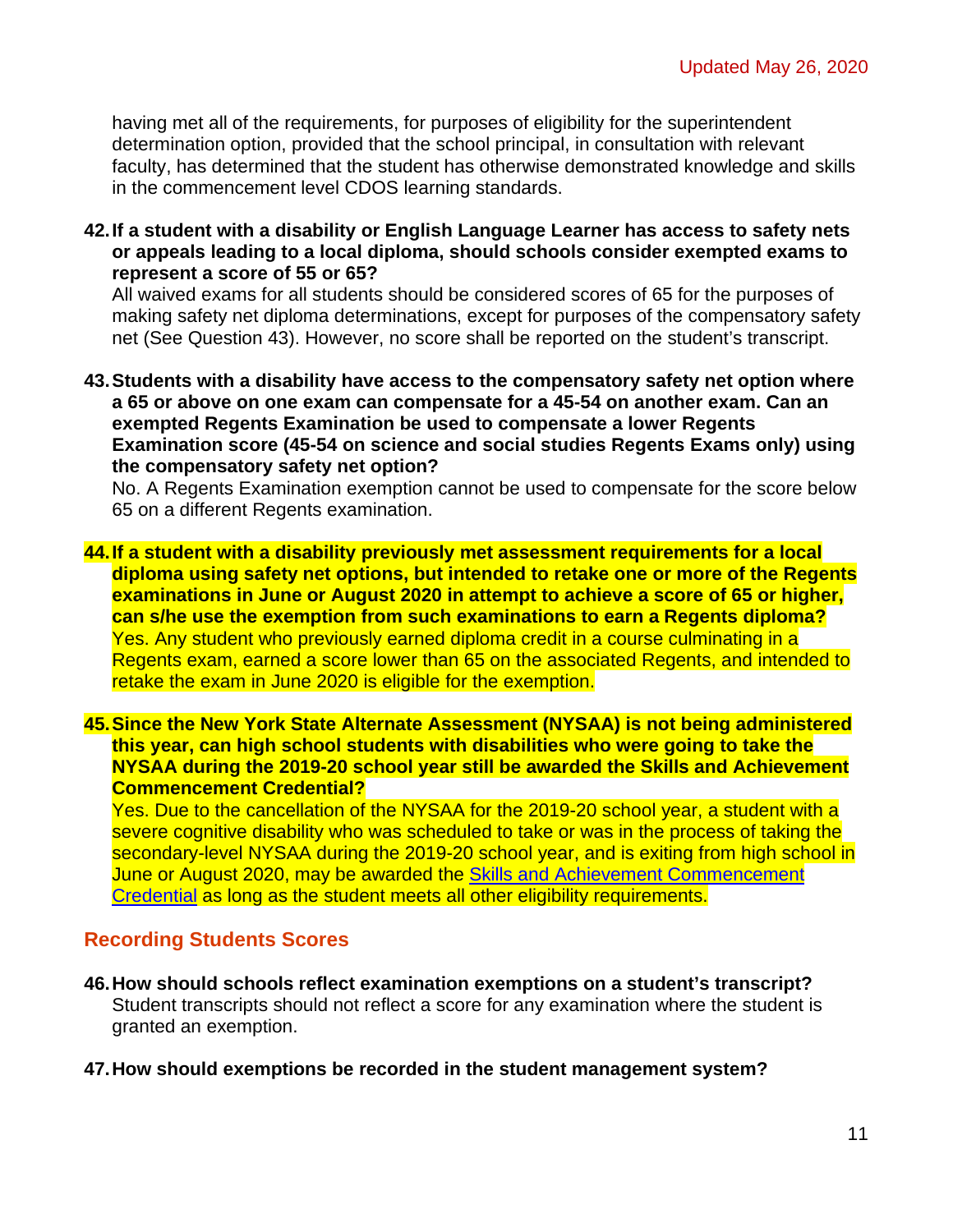having met all of the requirements, for purposes of eligibility for the superintendent determination option, provided that the school principal, in consultation with relevant faculty, has determined that the student has otherwise demonstrated knowledge and skills in the commencement level CDOS learning standards.

42. **If a student with a disability or English Language Learner has access to safety nets or appeals leading to a local diploma, should schools consider exempted exams to represent a score of 55 or 65?**
All waived exams for all students should be considered scores of 65 for the purposes of making safety net diploma determinations, except for purposes of the compensatory safety net (See Question 43). However, no score shall be reported on the student's transcript.

43. **Students with a disability have access to the compensatory safety net option where a 65 or above on one exam can compensate for a 45-54 on another exam. Can an exempted Regents Examination be used to compensate a lower Regents Examination score (45-54 on science and social studies Regents Exams only) using the compensatory safety net option?**
No. A Regents Examination exemption cannot be used to compensate for the score below 65 on a different Regents examination.

44. **If a student with a disability previously met assessment requirements for a local diploma using safety net options, but intended to retake one or more of the Regents examinations in June or August 2020 in attempt to achieve a score of 65 or higher, can s/he use the exemption from such examinations to earn a Regents diploma?**
Yes. Any student who previously earned diploma credit in a course culminating in a Regents exam, earned a score lower than 65 on the associated Regents, and intended to retake the exam in June 2020 is eligible for the exemption.

45. **Since the New York State Alternate Assessment (NYSAA) is not being administered this year, can high school students with disabilities who were going to take the NYSAA during the 2019-20 school year still be awarded the Skills and Achievement Commencement Credential?**
Yes. Due to the cancellation of the NYSAA for the 2019-20 school year, a student with a severe cognitive disability who was scheduled to take or was in the process of taking the secondary-level NYSAA during the 2019-20 school year, and is exiting from high school in June or August 2020, may be awarded the Skills and Achievement Commencement Credential as long as the student meets all other eligibility requirements.

## Recording Students Scores

46. **How should schools reflect examination exemptions on a student's transcript?**
Student transcripts should not reflect a score for any examination where the student is granted an exemption.

47. **How should exemptions be recorded in the student management system?**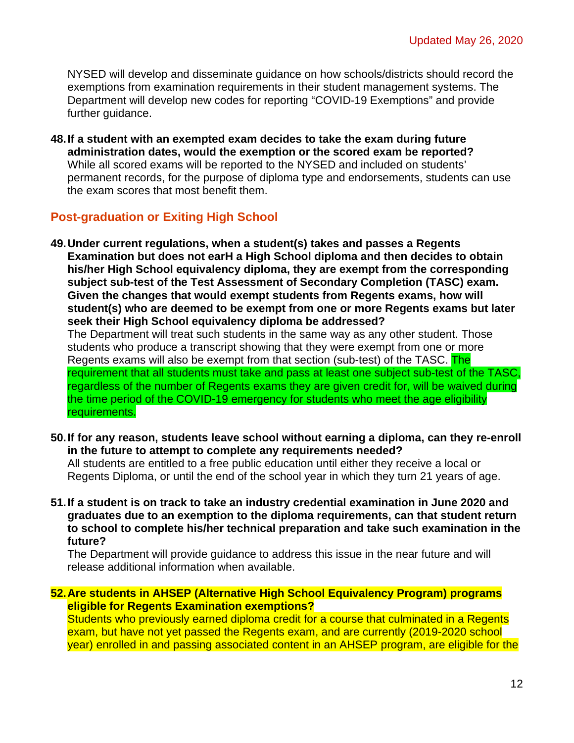NYSED will develop and disseminate guidance on how schools/districts should record the exemptions from examination requirements in their student management systems. The Department will develop new codes for reporting "COVID-19 Exemptions" and provide further guidance.

48. **If a student with an exempted exam decides to take the exam during future administration dates, would the exemption or the scored exam be reported?**
While all scored exams will be reported to the NYSED and included on students' permanent records, for the purpose of diploma type and endorsements, students can use the exam scores that most benefit them.

## Post-graduation or Exiting High School

49. **Under current regulations, when a student(s) takes and passes a Regents Examination but does not earH a High School diploma and then decides to obtain his/her High School equivalency diploma, they are exempt from the corresponding subject sub-test of the Test Assessment of Secondary Completion (TASC) exam. Given the changes that would exempt students from Regents exams, how will student(s) who are deemed to be exempt from one or more Regents exams but later seek their High School equivalency diploma be addressed?**
The Department will treat such students in the same way as any other student. Those students who produce a transcript showing that they were exempt from one or more Regents exams will also be exempt from that section (sub-test) of the TASC. The requirement that all students must take and pass at least one subject sub-test of the TASC, regardless of the number of Regents exams they are given credit for, will be waived during the time period of the COVID-19 emergency for students who meet the age eligibility requirements.

50. **If for any reason, students leave school without earning a diploma, can they re-enroll in the future to attempt to complete any requirements needed?**
All students are entitled to a free public education until either they receive a local or Regents Diploma, or until the end of the school year in which they turn 21 years of age.

51. **If a student is on track to take an industry credential examination in June 2020 and graduates due to an exemption to the diploma requirements, can that student return to school to complete his/her technical preparation and take such examination in the future?**
The Department will provide guidance to address this issue in the near future and will release additional information when available.

52. **Are students in AHSEP (Alternative High School Equivalency Program) programs eligible for Regents Examination exemptions?**
Students who previously earned diploma credit for a course that culminated in a Regents exam, but have not yet passed the Regents exam, and are currently (2019-2020 school year) enrolled in and passing associated content in an AHSEP program, are eligible for the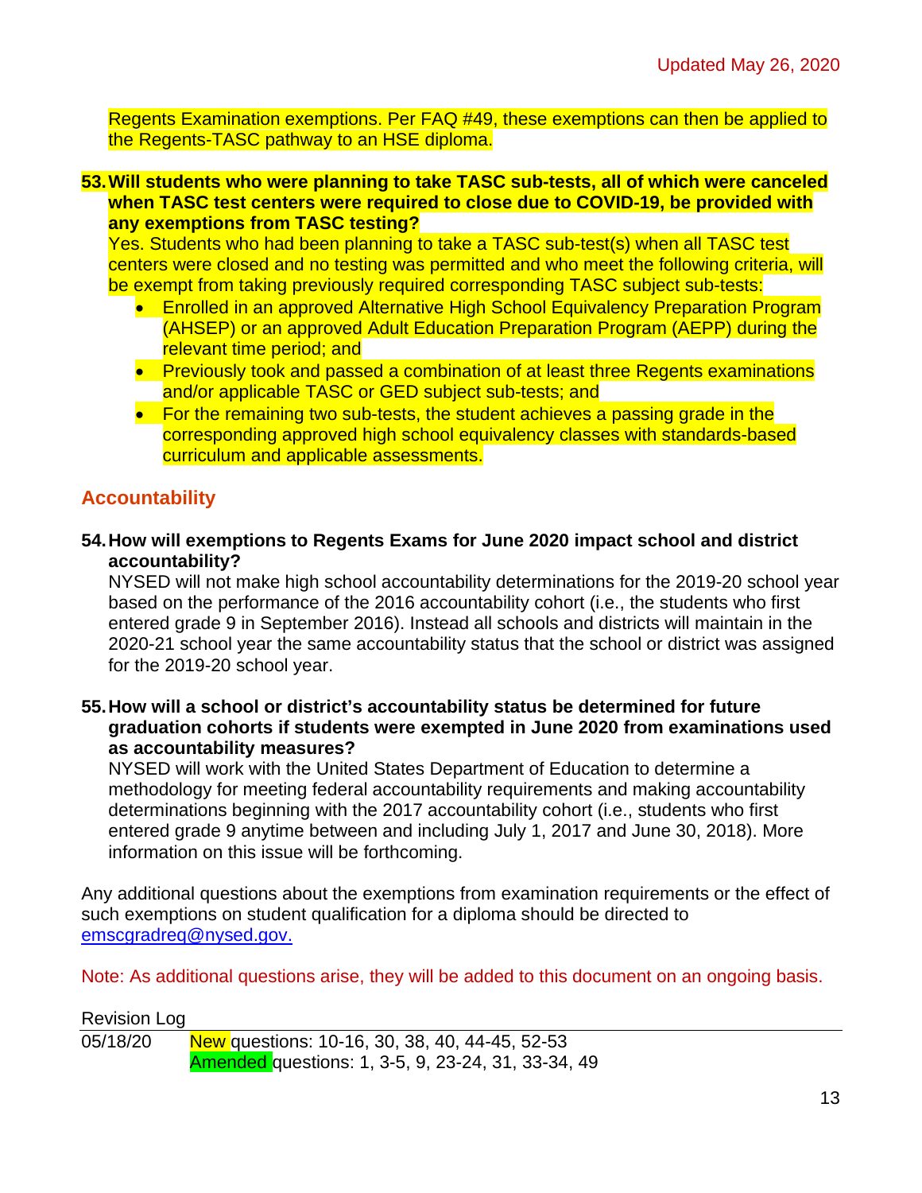Regents Examination exemptions. Per FAQ #49, these exemptions can then be applied to the Regents-TASC pathway to an HSE diploma.

**53. Will students who were planning to take TASC sub-tests, all of which were canceled when TASC test centers were required to close due to COVID-19, be provided with any exemptions from TASC testing?**

Yes. Students who had been planning to take a TASC sub-test(s) when all TASC test centers were closed and no testing was permitted and who meet the following criteria, will be exempt from taking previously required corresponding TASC subject sub-tests:

- Enrolled in an approved Alternative High School Equivalency Preparation Program (AHSEP) or an approved Adult Education Preparation Program (AEPP) during the relevant time period; and
- Previously took and passed a combination of at least three Regents examinations and/or applicable TASC or GED subject sub-tests; and
- For the remaining two sub-tests, the student achieves a passing grade in the corresponding approved high school equivalency classes with standards-based curriculum and applicable assessments.

## Accountability

**54. How will exemptions to Regents Exams for June 2020 impact school and district accountability?**

NYSED will not make high school accountability determinations for the 2019-20 school year based on the performance of the 2016 accountability cohort (i.e., the students who first entered grade 9 in September 2016). Instead all schools and districts will maintain in the 2020-21 school year the same accountability status that the school or district was assigned for the 2019-20 school year.

**55. How will a school or district's accountability status be determined for future graduation cohorts if students were exempted in June 2020 from examinations used as accountability measures?**

NYSED will work with the United States Department of Education to determine a methodology for meeting federal accountability requirements and making accountability determinations beginning with the 2017 accountability cohort (i.e., students who first entered grade 9 anytime between and including July 1, 2017 and June 30, 2018). More information on this issue will be forthcoming.

Any additional questions about the exemptions from examination requirements or the effect of such exemptions on student qualification for a diploma should be directed to [emscgradreq@nysed.gov.](mailto:emscgradreq@nysed.gov)

Note: As additional questions arise, they will be added to this document on an ongoing basis.

Revision Log

| | |
|---|---|
| 05/18/20 | New questions: 10-16, 30, 38, 40, 44-45, 52-53<br>Amended questions: 1, 3-5, 9, 23-24, 31, 33-34, 49 |